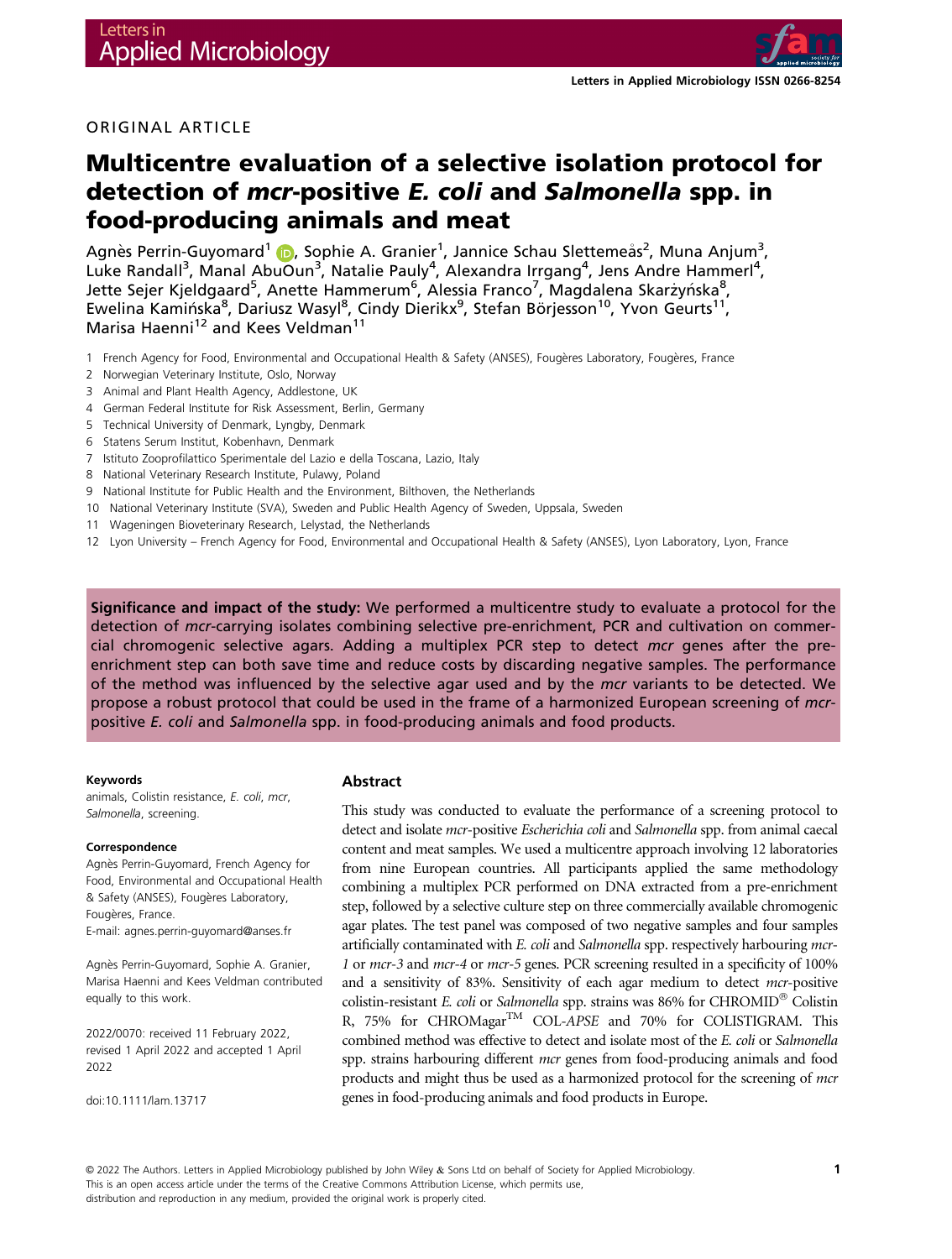ORIGINAL ARTICLE

# Multicentre evaluation of a selective isolation protocol for detection of *mcr*-positive *E. coli* and *Salmonella* spp. in food-producing animals and meat

Agnès Perrin-Guyomard[1], Sophie A. Granier[1], Jannice Schau Slettemeås[2], Muna Anjum[3], Luke Randall[3], Manal AbuOun[3], Natalie Pauly[4], Alexandra Irrgang[4], Jens Andre Hammerl[4], Jette Sejer Kjeldgaard[5], Anette Hammerum[6], Alessia Franco[7], Magdalena Skarżyńska[8], Ewelina Kamińska[8], Dariusz Wasyl[8], Cindy Dierikx[9], Stefan Börjesson[10], Yvon Geurts[11], Marisa Haenni[12] and Kees Veldman[11]

1 French Agency for Food, Environmental and Occupational Health & Safety (ANSES), Fougères Laboratory, Fougères, France
2 Norwegian Veterinary Institute, Oslo, Norway
3 Animal and Plant Health Agency, Addlestone, UK
4 German Federal Institute for Risk Assessment, Berlin, Germany
5 Technical University of Denmark, Lyngby, Denmark
6 Statens Serum Institut, Kobenhavn, Denmark
7 Istituto Zooprofilattico Sperimentale del Lazio e della Toscana, Lazio, Italy
8 National Veterinary Research Institute, Pulawy, Poland
9 National Institute for Public Health and the Environment, Bilthoven, the Netherlands
10 National Veterinary Institute (SVA), Sweden and Public Health Agency of Sweden, Uppsala, Sweden
11 Wageningen Bioveterinary Research, Lelystad, the Netherlands
12 Lyon University – French Agency for Food, Environmental and Occupational Health & Safety (ANSES), Lyon Laboratory, Lyon, France

**Significance and impact of the study:** We performed a multicentre study to evaluate a protocol for the detection of *mcr*-carrying isolates combining selective pre-enrichment, PCR and cultivation on commercial chromogenic selective agars. Adding a multiplex PCR step to detect *mcr* genes after the pre-enrichment step can both save time and reduce costs by discarding negative samples. The performance of the method was influenced by the selective agar used and by the *mcr* variants to be detected. We propose a robust protocol that could be used in the frame of a harmonized European screening of *mcr*-positive *E. coli* and *Salmonella* spp. in food-producing animals and food products.

#### Keywords

animals, Colistin resistance, *E. coli*, *mcr*, *Salmonella*, screening.

#### Correspondence

Agnès Perrin-Guyomard, French Agency for Food, Environmental and Occupational Health & Safety (ANSES), Fougères Laboratory, Fougères, France.
E-mail: agnes.perrin-guyomard@anses.fr

Agnès Perrin-Guyomard, Sophie A. Granier, Marisa Haenni and Kees Veldman contributed equally to this work.

2022/0070: received 11 February 2022, revised 1 April 2022 and accepted 1 April 2022

doi:10.1111/lam.13717

## Abstract

This study was conducted to evaluate the performance of a screening protocol to detect and isolate *mcr*-positive *Escherichia coli* and *Salmonella* spp. from animal caecal content and meat samples. We used a multicentre approach involving 12 laboratories from nine European countries. All participants applied the same methodology combining a multiplex PCR performed on DNA extracted from a pre-enrichment step, followed by a selective culture step on three commercially available chromogenic agar plates. The test panel was composed of two negative samples and four samples artificially contaminated with *E. coli* and *Salmonella* spp. respectively harbouring *mcr-1* or *mcr-3* and *mcr-4* or *mcr-5* genes. PCR screening resulted in a specificity of 100% and a sensitivity of 83%. Sensitivity of each agar medium to detect *mcr*-positive colistin-resistant *E. coli* or *Salmonella* spp. strains was 86% for CHROMID® Colistin R, 75% for CHROMagar™ COL-*APSE* and 70% for COLISTIGRAM. This combined method was effective to detect and isolate most of the *E. coli* or *Salmonella* spp. strains harbouring different *mcr* genes from food-producing animals and food products and might thus be used as a harmonized protocol for the screening of *mcr* genes in food-producing animals and food products in Europe.

© 2022 The Authors. Letters in Applied Microbiology published by John Wiley & Sons Ltd on behalf of Society for Applied Microbiology. This is an open access article under the terms of the Creative Commons Attribution License, which permits use, distribution and reproduction in any medium, provided the original work is properly cited.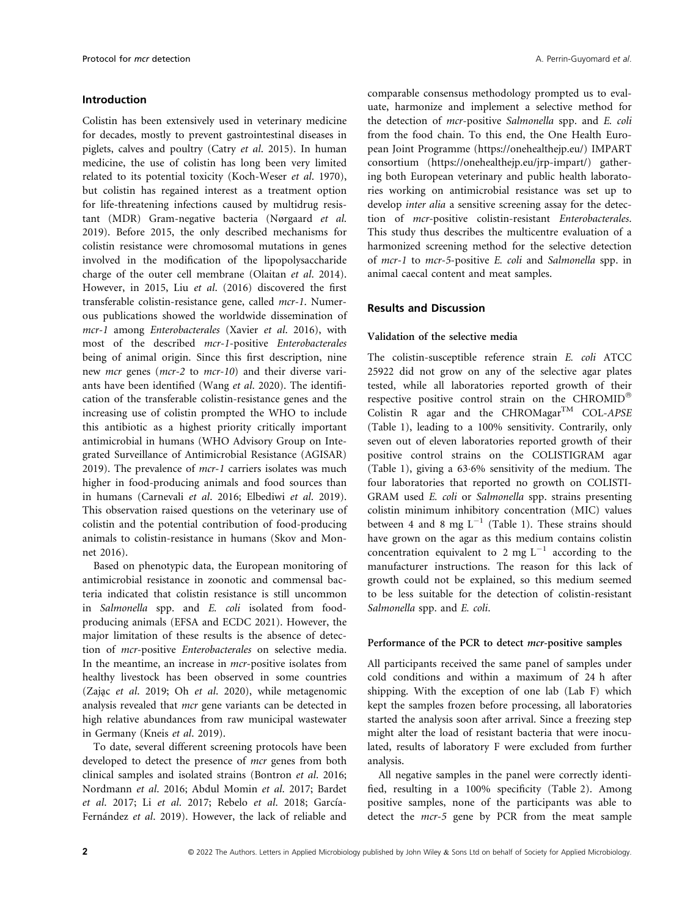## Introduction

Colistin has been extensively used in veterinary medicine for decades, mostly to prevent gastrointestinal diseases in piglets, calves and poultry (Catry *et al.* 2015). In human medicine, the use of colistin has long been very limited related to its potential toxicity (Koch-Weser *et al.* 1970), but colistin has regained interest as a treatment option for life-threatening infections caused by multidrug resistant (MDR) Gram-negative bacteria (Nørgaard *et al.* 2019). Before 2015, the only described mechanisms for colistin resistance were chromosomal mutations in genes involved in the modification of the lipopolysaccharide charge of the outer cell membrane (Olaitan *et al.* 2014). However, in 2015, Liu *et al.* (2016) discovered the first transferable colistin-resistance gene, called *mcr-1*. Numerous publications showed the worldwide dissemination of *mcr-1* among *Enterobacterales* (Xavier *et al.* 2016), with most of the described *mcr-1*-positive *Enterobacterales* being of animal origin. Since this first description, nine new *mcr* genes (*mcr-2* to *mcr-10*) and their diverse variants have been identified (Wang *et al.* 2020). The identification of the transferable colistin-resistance genes and the increasing use of colistin prompted the WHO to include this antibiotic as a highest priority critically important antimicrobial in humans (WHO Advisory Group on Integrated Surveillance of Antimicrobial Resistance (AGISAR) 2019). The prevalence of *mcr-1* carriers isolates was much higher in food-producing animals and food sources than in humans (Carnevali *et al.* 2016; Elbediwi *et al.* 2019). This observation raised questions on the veterinary use of colistin and the potential contribution of food-producing animals to colistin-resistance in humans (Skov and Monnet 2016).

Based on phenotypic data, the European monitoring of antimicrobial resistance in zoonotic and commensal bacteria indicated that colistin resistance is still uncommon in *Salmonella* spp. and *E. coli* isolated from food-producing animals (EFSA and ECDC 2021). However, the major limitation of these results is the absence of detection of *mcr*-positive *Enterobacterales* on selective media. In the meantime, an increase in *mcr*-positive isolates from healthy livestock has been observed in some countries (Zając *et al.* 2019; Oh *et al.* 2020), while metagenomic analysis revealed that *mcr* gene variants can be detected in high relative abundances from raw municipal wastewater in Germany (Kneis *et al.* 2019).

To date, several different screening protocols have been developed to detect the presence of *mcr* genes from both clinical samples and isolated strains (Bontron *et al.* 2016; Nordmann *et al.* 2016; Abdul Momin *et al.* 2017; Bardet *et al.* 2017; Li *et al.* 2017; Rebelo *et al.* 2018; García-Fernández *et al.* 2019). However, the lack of reliable and comparable consensus methodology prompted us to evaluate, harmonize and implement a selective method for the detection of *mcr*-positive *Salmonella* spp. and *E. coli* from the food chain. To this end, the One Health European Joint Programme (https://onehealthejp.eu/) IMPART consortium (https://onehealthejp.eu/jrp-impart/) gathering both European veterinary and public health laboratories working on antimicrobial resistance was set up to develop *inter alia* a sensitive screening assay for the detection of *mcr*-positive colistin-resistant *Enterobacterales*. This study thus describes the multicentre evaluation of a harmonized screening method for the selective detection of *mcr-1* to *mcr-5*-positive *E. coli* and *Salmonella* spp. in animal caecal content and meat samples.

## Results and Discussion

### Validation of the selective media

The colistin-susceptible reference strain *E. coli* ATCC 25922 did not grow on any of the selective agar plates tested, while all laboratories reported growth of their respective positive control strain on the CHROMID® Colistin R agar and the CHROMagar™ COL-*APSE* (Table 1), leading to a 100% sensitivity. Contrarily, only seven out of eleven laboratories reported growth of their positive control strains on the COLISTIGRAM agar (Table 1), giving a 63·6% sensitivity of the medium. The four laboratories that reported no growth on COLISTIGRAM used *E. coli* or *Salmonella* spp. strains presenting colistin minimum inhibitory concentration (MIC) values between 4 and 8 mg $L^{-1}$ (Table 1). These strains should have grown on the agar as this medium contains colistin concentration equivalent to 2 mg $L^{-1}$ according to the manufacturer instructions. The reason for this lack of growth could not be explained, so this medium seemed to be less suitable for the detection of colistin-resistant *Salmonella* spp. and *E. coli*.

### Performance of the PCR to detect *mcr*-positive samples

All participants received the same panel of samples under cold conditions and within a maximum of 24 h after shipping. With the exception of one lab (Lab F) which kept the samples frozen before processing, all laboratories started the analysis soon after arrival. Since a freezing step might alter the load of resistant bacteria that were inoculated, results of laboratory F were excluded from further analysis.

All negative samples in the panel were correctly identified, resulting in a 100% specificity (Table 2). Among positive samples, none of the participants was able to detect the *mcr-5* gene by PCR from the meat sample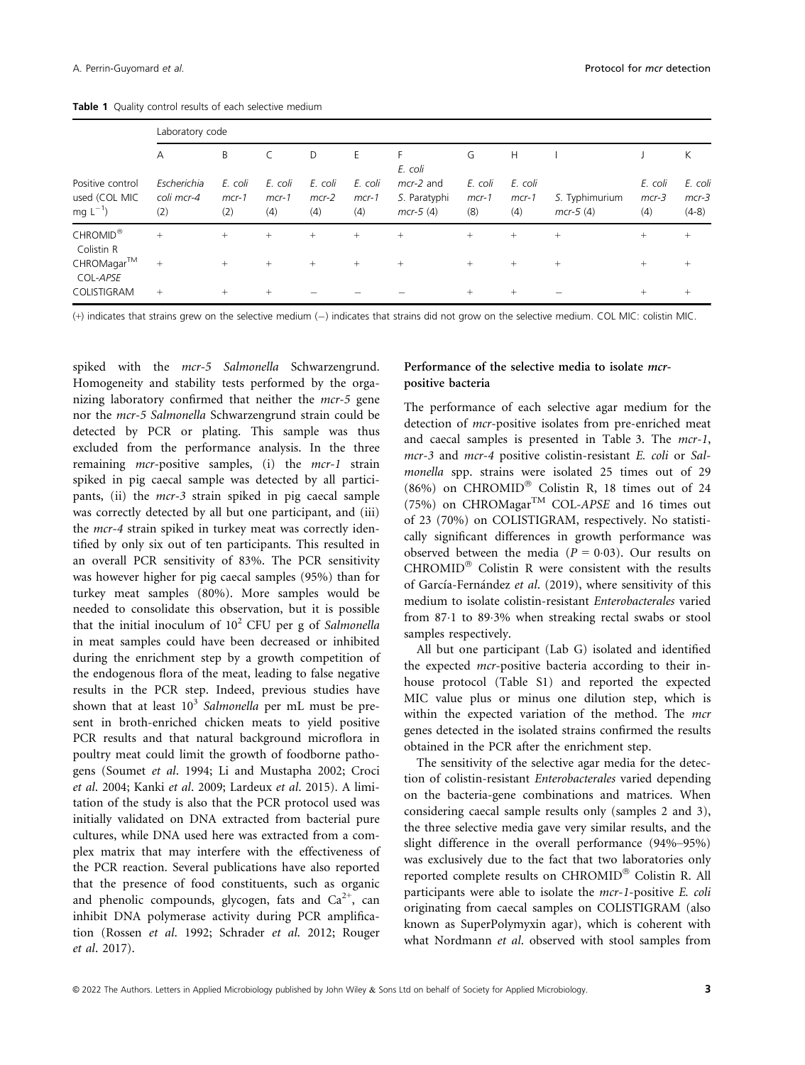**Table 1** Quality control results of each selective medium

| | Laboratory code | | | | | | | | | | |
|---|---|---|---|---|---|---|---|---|---|---|---|
| | A | B | C | D | E | F | G | H | I | J | K |
| Positive control used (COL MIC mg $L^{-1}$) | *Escherichia coli mcr-4* (2) | *E. coli mcr-1* (2) | *E. coli mcr-1* (4) | *E. coli mcr-2* (4) | *E. coli mcr-1* (4) | *E. coli mcr-2* and *S.* Paratyphi *mcr-5* (4) | *E. coli mcr-1* (8) | *E. coli mcr-1* (4) | *S.* Typhimurium *mcr-5* (4) | *E. coli mcr-3* (4) | *E. coli mcr-3* (4-8) |
| CHROMID® Colistin R | + | + | + | + | + | + | + | + | + | + | + |
| CHROMagar™ COL-*APSE* | + | + | + | + | + | + | + | + | + | + | + |
| COLISTIGRAM | + | + | + | − | − | − | + | + | − | + | + |

(+) indicates that strains grew on the selective medium (−) indicates that strains did not grow on the selective medium. COL MIC: colistin MIC.

spiked with the *mcr-5 Salmonella* Schwarzengrund. Homogeneity and stability tests performed by the organizing laboratory confirmed that neither the *mcr-5* gene nor the *mcr-5 Salmonella* Schwarzengrund strain could be detected by PCR or plating. This sample was thus excluded from the performance analysis. In the three remaining *mcr*-positive samples, (i) the *mcr-1* strain spiked in pig caecal sample was detected by all participants, (ii) the *mcr-3* strain spiked in pig caecal sample was correctly detected by all but one participant, and (iii) the *mcr-4* strain spiked in turkey meat was correctly identified by only six out of ten participants. This resulted in an overall PCR sensitivity of 83%. The PCR sensitivity was however higher for pig caecal samples (95%) than for turkey meat samples (80%). More samples would be needed to consolidate this observation, but it is possible that the initial inoculum of $10^2$ CFU per g of *Salmonella* in meat samples could have been decreased or inhibited during the enrichment step by a growth competition of the endogenous flora of the meat, leading to false negative results in the PCR step. Indeed, previous studies have shown that at least $10^3$ *Salmonella* per mL must be present in broth-enriched chicken meats to yield positive PCR results and that natural background microflora in poultry meat could limit the growth of foodborne pathogens (Soumet *et al*. 1994; Li and Mustapha 2002; Croci *et al*. 2004; Kanki *et al*. 2009; Lardeux *et al*. 2015). A limitation of the study is also that the PCR protocol used was initially validated on DNA extracted from bacterial pure cultures, while DNA used here was extracted from a complex matrix that may interfere with the effectiveness of the PCR reaction. Several publications have also reported that the presence of food constituents, such as organic and phenolic compounds, glycogen, fats and $Ca^{2+}$, can inhibit DNA polymerase activity during PCR amplification (Rossen *et al*. 1992; Schrader *et al*. 2012; Rouger *et al*. 2017).

### Performance of the selective media to isolate *mcr*-positive bacteria

The performance of each selective agar medium for the detection of *mcr*-positive isolates from pre-enriched meat and caecal samples is presented in Table 3. The *mcr-1*, *mcr-3* and *mcr-4* positive colistin-resistant *E. coli* or *Salmonella* spp. strains were isolated 25 times out of 29 (86%) on CHROMID® Colistin R, 18 times out of 24 (75%) on CHROMagar™ COL-*APSE* and 16 times out of 23 (70%) on COLISTIGRAM, respectively. No statistically significant differences in growth performance was observed between the media ($P = 0{\cdot}03$). Our results on CHROMID® Colistin R were consistent with the results of García-Fernández *et al*. (2019), where sensitivity of this medium to isolate colistin-resistant *Enterobacterales* varied from 87·1 to 89·3% when streaking rectal swabs or stool samples respectively.

All but one participant (Lab G) isolated and identified the expected *mcr*-positive bacteria according to their in-house protocol (Table S1) and reported the expected MIC value plus or minus one dilution step, which is within the expected variation of the method. The *mcr* genes detected in the isolated strains confirmed the results obtained in the PCR after the enrichment step.

The sensitivity of the selective agar media for the detection of colistin-resistant *Enterobacterales* varied depending on the bacteria-gene combinations and matrices. When considering caecal sample results only (samples 2 and 3), the three selective media gave very similar results, and the slight difference in the overall performance (94%–95%) was exclusively due to the fact that two laboratories only reported complete results on CHROMID® Colistin R. All participants were able to isolate the *mcr-1*-positive *E. coli* originating from caecal samples on COLISTIGRAM (also known as SuperPolymyxin agar), which is coherent with what Nordmann *et al*. observed with stool samples from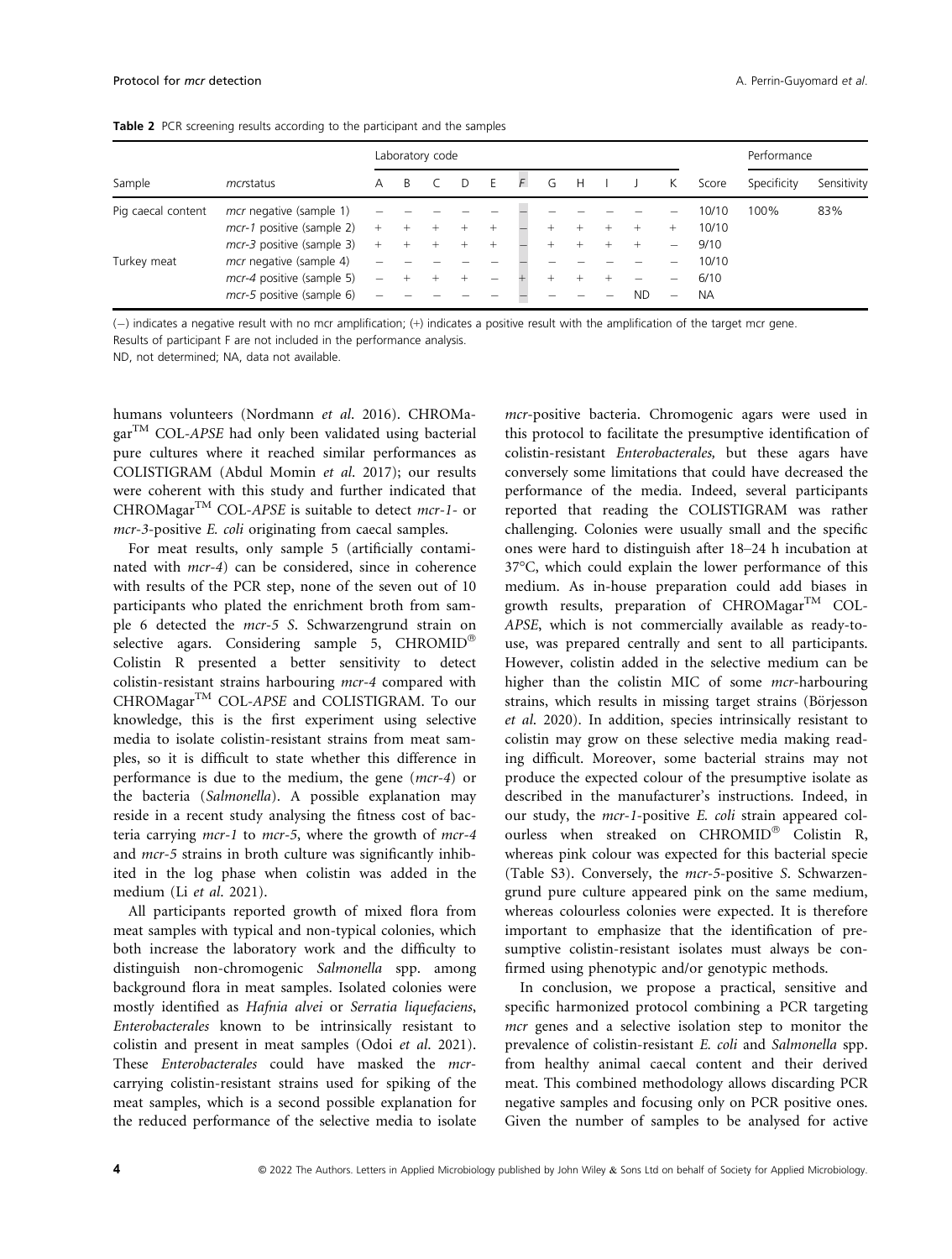**Table 2** PCR screening results according to the participant and the samples

| Sample | *mcr*status | Laboratory code | | | | | | | | | | | Score | Performance | |
|---|---|---|---|---|---|---|---|---|---|---|---|---|---|---|---|
| | | A | B | C | D | E | F | G | H | I | J | K | | Specificity | Sensitivity |
| Pig caecal content | *mcr* negative (sample 1) | – | – | – | – | – | – | – | – | – | – | – | 10/10 | 100% | 83% |
| | *mcr-1* positive (sample 2) | + | + | + | + | + | – | + | + | + | + | + | 10/10 | | |
| | *mcr-3* positive (sample 3) | + | + | + | + | + | – | + | + | + | + | – | 9/10 | | |
| Turkey meat | *mcr* negative (sample 4) | – | – | – | – | – | – | – | – | – | – | – | 10/10 | | |
| | *mcr-4* positive (sample 5) | – | + | + | + | – | + | + | + | + | – | – | 6/10 | | |
| | *mcr-5* positive (sample 6) | – | – | – | – | – | – | – | – | – | ND | – | NA | | |

(–) indicates a negative result with no mcr amplification; (+) indicates a positive result with the amplification of the target mcr gene.
Results of participant F are not included in the performance analysis.
ND, not determined; NA, data not available.

humans volunteers (Nordmann *et al.* 2016). CHROMagar™ COL-*APSE* had only been validated using bacterial pure cultures where it reached similar performances as COLISTIGRAM (Abdul Momin *et al.* 2017); our results were coherent with this study and further indicated that CHROMagar™ COL-*APSE* is suitable to detect *mcr-1*- or *mcr-3*-positive *E. coli* originating from caecal samples.

For meat results, only sample 5 (artificially contaminated with *mcr-4*) can be considered, since in coherence with results of the PCR step, none of the seven out of 10 participants who plated the enrichment broth from sample 6 detected the *mcr-5 S*. Schwarzengrund strain on selective agars. Considering sample 5, CHROMID® Colistin R presented a better sensitivity to detect colistin-resistant strains harbouring *mcr-4* compared with CHROMagar™ COL-*APSE* and COLISTIGRAM. To our knowledge, this is the first experiment using selective media to isolate colistin-resistant strains from meat samples, so it is difficult to state whether this difference in performance is due to the medium, the gene (*mcr-4*) or the bacteria (*Salmonella*). A possible explanation may reside in a recent study analysing the fitness cost of bacteria carrying *mcr-1* to *mcr-5*, where the growth of *mcr-4* and *mcr-5* strains in broth culture was significantly inhibited in the log phase when colistin was added in the medium (Li *et al.* 2021).

All participants reported growth of mixed flora from meat samples with typical and non-typical colonies, which both increase the laboratory work and the difficulty to distinguish non-chromogenic *Salmonella* spp. among background flora in meat samples. Isolated colonies were mostly identified as *Hafnia alvei* or *Serratia liquefaciens*, *Enterobacterales* known to be intrinsically resistant to colistin and present in meat samples (Odoi *et al.* 2021). These *Enterobacterales* could have masked the *mcr*-carrying colistin-resistant strains used for spiking of the meat samples, which is a second possible explanation for the reduced performance of the selective media to isolate *mcr*-positive bacteria. Chromogenic agars were used in this protocol to facilitate the presumptive identification of colistin-resistant *Enterobacterales,* but these agars have conversely some limitations that could have decreased the performance of the media. Indeed, several participants reported that reading the COLISTIGRAM was rather challenging. Colonies were usually small and the specific ones were hard to distinguish after 18–24 h incubation at 37°C, which could explain the lower performance of this medium. As in-house preparation could add biases in growth results, preparation of CHROMagar™ COL-*APSE*, which is not commercially available as ready-to-use, was prepared centrally and sent to all participants. However, colistin added in the selective medium can be higher than the colistin MIC of some *mcr*-harbouring strains, which results in missing target strains (Börjesson *et al.* 2020). In addition, species intrinsically resistant to colistin may grow on these selective media making reading difficult. Moreover, some bacterial strains may not produce the expected colour of the presumptive isolate as described in the manufacturer's instructions. Indeed, in our study, the *mcr-1*-positive *E. coli* strain appeared colourless when streaked on CHROMID® Colistin R, whereas pink colour was expected for this bacterial specie (Table S3). Conversely, the *mcr-5*-positive *S.* Schwarzengrund pure culture appeared pink on the same medium, whereas colourless colonies were expected. It is therefore important to emphasize that the identification of presumptive colistin-resistant isolates must always be confirmed using phenotypic and/or genotypic methods.

In conclusion, we propose a practical, sensitive and specific harmonized protocol combining a PCR targeting *mcr* genes and a selective isolation step to monitor the prevalence of colistin-resistant *E. coli* and *Salmonella* spp. from healthy animal caecal content and their derived meat. This combined methodology allows discarding PCR negative samples and focusing only on PCR positive ones. Given the number of samples to be analysed for active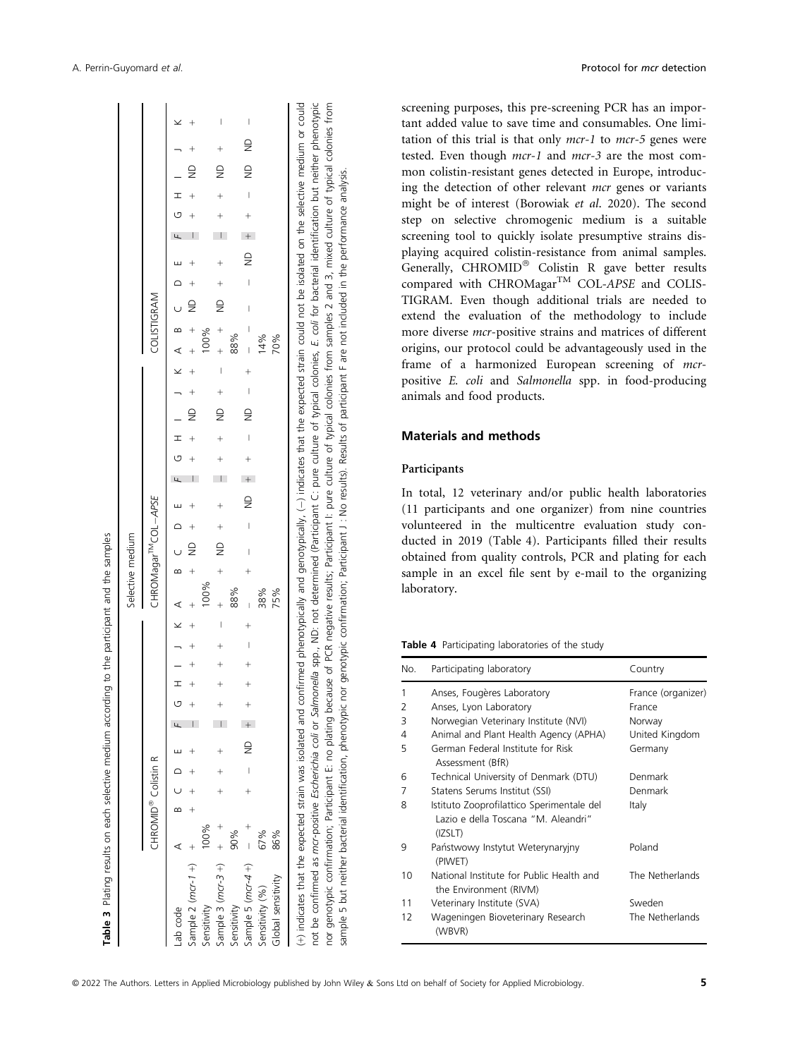**Table 3** Plating results on each selective medium according to the participant and the samples

| | Selective medium | | | | | | | | | | | | | | | | | | | | | | | | | | | | | | | | |
|---|---|---|---|---|---|---|---|---|---|---|---|---|---|---|---|---|---|---|---|---|---|---|---|---|---|---|---|---|---|---|---|---|---|
| | CHROMID® Colistin R | | | | | | | | | | | CHROMagar™ COL-*APSE* | | | | | | | | | | | COLISTIGRAM | | | | | | | | | | |
| Lab code | A | B | C | D | E | *F* | G | H | I | J | K | A | B | C | D | E | *F* | G | H | I | J | K | A | B | C | D | E | *F* | G | H | I | J | K |
| Sample 2 (*mcr-1* +) | + | + | + | + | + | – | + | + | + | + | + | + | + | ND | + | + | – | + | + | ND | + | + | + | + | ND | + | + | – | + | + | ND | + | + |
| Sensitivity | 100% | | | | | | | | | | | 100% | | | | | | | | | | | 100% | | | | | | | | | | |
| Sample 3 (*mcr-3* +) | + | + | + | + | + | – | + | + | + | + | – | + | + | ND | + | + | – | + | + | ND | + | – | + | + | ND | + | + | – | + | + | ND | + | – |
| Sensitivity | 90% | | | | | | | | | | | 88% | | | | | | | | | | | 88% | | | | | | | | | | |
| Sample 5 (*mcr-4* +) | – | + | + | – | ND | + | + | + | + | – | + | – | + | – | – | ND | + | + | – | ND | – | + | – | – | – | – | ND | + | + | – | ND | ND | – |
| Sensitivity (%) | 67% | | | | | | | | | | | 38% | | | | | | | | | | | 14% | | | | | | | | | | |
| Global sensitivity | 86% | | | | | | | | | | | 75% | | | | | | | | | | | 70% | | | | | | | | | | |

(+) indicates that the expected strain was isolated and confirmed phenotypically and genotypically, (–) indicates that the expected strain could not be isolated on the selective medium or could not be confirmed as *mcr*-positive *Escherichia coli* or *Salmonella* spp., ND: not determined (Participant C: pure culture of typical colonies, *E. coli* for bacterial identification but neither phenotypic nor genotypic confirmation; Participant E: no plating because of PCR negative results; Participant I: pure culture of typical colonies from samples 2 and 3, mixed culture of typical colonies from sample 5 but neither bacterial identification, phenotypic nor genotypic confirmation; Participant J : No results). Results of participant F are not included in the performance analysis.

screening purposes, this pre-screening PCR has an important added value to save time and consumables. One limitation of this trial is that only *mcr-1* to *mcr-5* genes were tested. Even though *mcr-1* and *mcr-3* are the most common colistin-resistant genes detected in Europe, introducing the detection of other relevant *mcr* genes or variants might be of interest (Borowiak *et al.* 2020). The second step on selective chromogenic medium is a suitable screening tool to quickly isolate presumptive strains displaying acquired colistin-resistance from animal samples. Generally, CHROMID® Colistin R gave better results compared with CHROMagar™ COL-*APSE* and COLISTIGRAM. Even though additional trials are needed to extend the evaluation of the methodology to include more diverse *mcr*-positive strains and matrices of different origins, our protocol could be advantageously used in the frame of a harmonized European screening of *mcr*-positive *E. coli* and *Salmonella* spp. in food-producing animals and food products.

## Materials and methods

### Participants

In total, 12 veterinary and/or public health laboratories (11 participants and one organizer) from nine countries volunteered in the multicentre evaluation study conducted in 2019 (Table 4). Participants filled their results obtained from quality controls, PCR and plating for each sample in an excel file sent by e-mail to the organizing laboratory.

**Table 4** Participating laboratories of the study

| No. | Participating laboratory | Country |
|---|---|---|
| 1 | Anses, Fougères Laboratory | France (organizer) |
| 2 | Anses, Lyon Laboratory | France |
| 3 | Norwegian Veterinary Institute (NVI) | Norway |
| 4 | Animal and Plant Health Agency (APHA) | United Kingdom |
| 5 | German Federal Institute for Risk Assessment (BfR) | Germany |
| 6 | Technical University of Denmark (DTU) | Denmark |
| 7 | Statens Serums Institut (SSI) | Denmark |
| 8 | Istituto Zooprofilattico Sperimentale del Lazio e della Toscana "M. Aleandri" (IZSLT) | Italy |
| 9 | Państwowy Instytut Weterynaryjny (PIWET) | Poland |
| 10 | National Institute for Public Health and the Environment (RIVM) | The Netherlands |
| 11 | Veterinary Institute (SVA) | Sweden |
| 12 | Wageningen Bioveterinary Research (WBVR) | The Netherlands |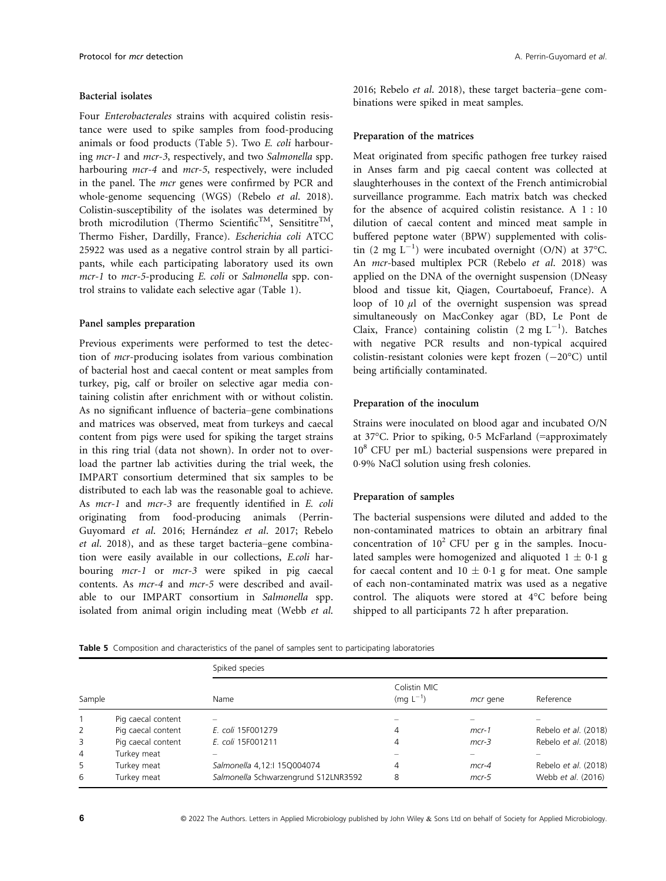#### Bacterial isolates

Four *Enterobacterales* strains with acquired colistin resistance were used to spike samples from food-producing animals or food products (Table 5). Two *E. coli* harbouring *mcr-1* and *mcr-3*, respectively, and two *Salmonella* spp. harbouring *mcr-4* and *mcr-5*, respectively, were included in the panel. The *mcr* genes were confirmed by PCR and whole-genome sequencing (WGS) (Rebelo *et al.* 2018). Colistin-susceptibility of the isolates was determined by broth microdilution (Thermo Scientific™, Sensititre™, Thermo Fisher, Dardilly, France). *Escherichia coli* ATCC 25922 was used as a negative control strain by all participants, while each participating laboratory used its own *mcr-1* to *mcr-5*-producing *E. coli* or *Salmonella* spp. control strains to validate each selective agar (Table 1).

#### Panel samples preparation

Previous experiments were performed to test the detection of *mcr*-producing isolates from various combination of bacterial host and caecal content or meat samples from turkey, pig, calf or broiler on selective agar media containing colistin after enrichment with or without colistin. As no significant influence of bacteria–gene combinations and matrices was observed, meat from turkeys and caecal content from pigs were used for spiking the target strains in this ring trial (data not shown). In order not to overload the partner lab activities during the trial week, the IMPART consortium determined that six samples to be distributed to each lab was the reasonable goal to achieve. As *mcr-1* and *mcr-3* are frequently identified in *E. coli* originating from food-producing animals (Perrin-Guyomard *et al.* 2016; Hernández *et al.* 2017; Rebelo *et al.* 2018), and as these target bacteria–gene combination were easily available in our collections, *E.coli* harbouring *mcr-1* or *mcr-3* were spiked in pig caecal contents. As *mcr-4* and *mcr-5* were described and available to our IMPART consortium in *Salmonella* spp. isolated from animal origin including meat (Webb *et al.* 2016; Rebelo *et al.* 2018), these target bacteria–gene combinations were spiked in meat samples.

#### Preparation of the matrices

Meat originated from specific pathogen free turkey raised in Anses farm and pig caecal content was collected at slaughterhouses in the context of the French antimicrobial surveillance programme. Each matrix batch was checked for the absence of acquired colistin resistance. A 1 : 10 dilution of caecal content and minced meat sample in buffered peptone water (BPW) supplemented with colistin (2 mg $L^{-1}$) were incubated overnight (O/N) at 37°C. An *mcr*-based multiplex PCR (Rebelo *et al.* 2018) was applied on the DNA of the overnight suspension (DNeasy blood and tissue kit, Qiagen, Courtaboeuf, France). A loop of 10 $\mu$l of the overnight suspension was spread simultaneously on MacConkey agar (BD, Le Pont de Claix, France) containing colistin (2 mg $L^{-1}$). Batches with negative PCR results and non-typical acquired colistin-resistant colonies were kept frozen (−20°C) until being artificially contaminated.

#### Preparation of the inoculum

Strains were inoculated on blood agar and incubated O/N at 37°C. Prior to spiking, 0·5 McFarland (=approximately $10^8$ CFU per mL) bacterial suspensions were prepared in 0·9% NaCl solution using fresh colonies.

#### Preparation of samples

The bacterial suspensions were diluted and added to the non-contaminated matrices to obtain an arbitrary final concentration of $10^2$ CFU per g in the samples. Inoculated samples were homogenized and aliquoted $1 \pm 0{\cdot}1$ g for caecal content and $10 \pm 0{\cdot}1$ g for meat. One sample of each non-contaminated matrix was used as a negative control. The aliquots were stored at 4°C before being shipped to all participants 72 h after preparation.

**Table 5** Composition and characteristics of the panel of samples sent to participating laboratories

| Sample | | Spiked species | | | |
|---|---|---|---|---|---|
| | | Name | Colistin MIC (mg $L^{-1}$) | *mcr* gene | Reference |
| 1 | Pig caecal content | – | – | – | – |
| 2 | Pig caecal content | *E. coli* 15F001279 | 4 | *mcr-1* | Rebelo *et al.* (2018) |
| 3 | Pig caecal content | *E. coli* 15F001211 | 4 | *mcr-3* | Rebelo *et al.* (2018) |
| 4 | Turkey meat | – | – | – | – |
| 5 | Turkey meat | *Salmonella* 4,12:I 15Q004074 | 4 | *mcr-4* | Rebelo *et al.* (2018) |
| 6 | Turkey meat | *Salmonella* Schwarzengrund S12LNR3592 | 8 | *mcr-5* | Webb *et al.* (2016) |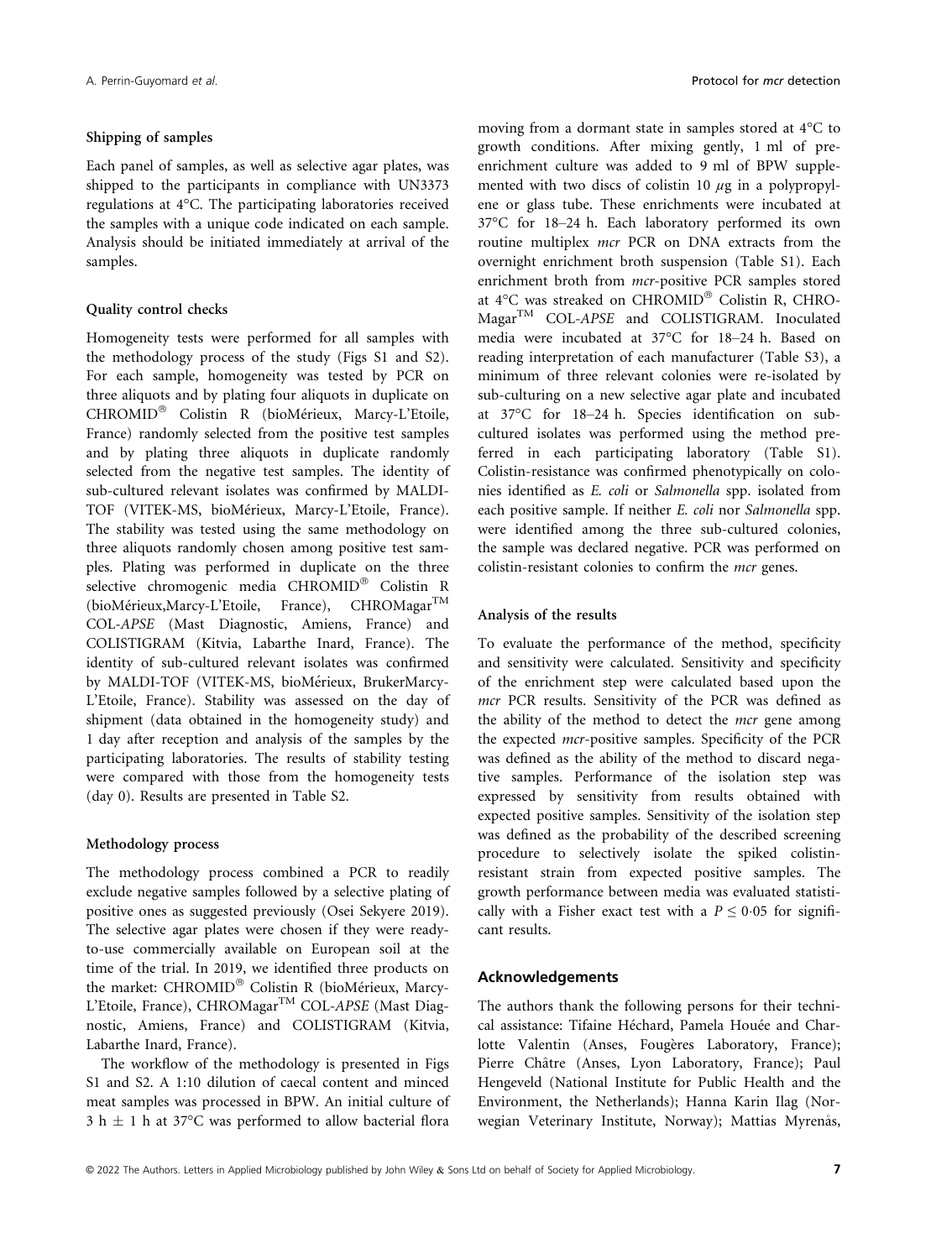#### Shipping of samples

Each panel of samples, as well as selective agar plates, was shipped to the participants in compliance with UN3373 regulations at 4°C. The participating laboratories received the samples with a unique code indicated on each sample. Analysis should be initiated immediately at arrival of the samples.

#### Quality control checks

Homogeneity tests were performed for all samples with the methodology process of the study (Figs S1 and S2). For each sample, homogeneity was tested by PCR on three aliquots and by plating four aliquots in duplicate on CHROMID® Colistin R (bioMérieux, Marcy-L'Etoile, France) randomly selected from the positive test samples and by plating three aliquots in duplicate randomly selected from the negative test samples. The identity of sub-cultured relevant isolates was confirmed by MALDI-TOF (VITEK-MS, bioMérieux, Marcy-L'Etoile, France). The stability was tested using the same methodology on three aliquots randomly chosen among positive test samples. Plating was performed in duplicate on the three selective chromogenic media CHROMID® Colistin R (bioMérieux,Marcy-L'Etoile, France), CHROMagar™ COL-*APSE* (Mast Diagnostic, Amiens, France) and COLISTIGRAM (Kitvia, Labarthe Inard, France). The identity of sub-cultured relevant isolates was confirmed by MALDI-TOF (VITEK-MS, bioMérieux, BrukerMarcy-L'Etoile, France). Stability was assessed on the day of shipment (data obtained in the homogeneity study) and 1 day after reception and analysis of the samples by the participating laboratories. The results of stability testing were compared with those from the homogeneity tests (day 0). Results are presented in Table S2.

#### Methodology process

The methodology process combined a PCR to readily exclude negative samples followed by a selective plating of positive ones as suggested previously (Osei Sekyere 2019). The selective agar plates were chosen if they were ready-to-use commercially available on European soil at the time of the trial. In 2019, we identified three products on the market: CHROMID® Colistin R (bioMérieux, Marcy-L'Etoile, France), CHROMagar™ COL-*APSE* (Mast Diagnostic, Amiens, France) and COLISTIGRAM (Kitvia, Labarthe Inard, France).

The workflow of the methodology is presented in Figs S1 and S2. A 1:10 dilution of caecal content and minced meat samples was processed in BPW. An initial culture of 3 h ± 1 h at 37°C was performed to allow bacterial flora moving from a dormant state in samples stored at 4°C to growth conditions. After mixing gently, 1 ml of pre-enrichment culture was added to 9 ml of BPW supplemented with two discs of colistin 10 $\mu$g in a polypropylene or glass tube. These enrichments were incubated at 37°C for 18–24 h. Each laboratory performed its own routine multiplex *mcr* PCR on DNA extracts from the overnight enrichment broth suspension (Table S1). Each enrichment broth from *mcr*-positive PCR samples stored at 4°C was streaked on CHROMID® Colistin R, CHROMagar™ COL-*APSE* and COLISTIGRAM. Inoculated media were incubated at 37°C for 18–24 h. Based on reading interpretation of each manufacturer (Table S3), a minimum of three relevant colonies were re-isolated by sub-culturing on a new selective agar plate and incubated at 37°C for 18–24 h. Species identification on sub-cultured isolates was performed using the method preferred in each participating laboratory (Table S1). Colistin-resistance was confirmed phenotypically on colonies identified as *E. coli* or *Salmonella* spp. isolated from each positive sample. If neither *E. coli* nor *Salmonella* spp. were identified among the three sub-cultured colonies, the sample was declared negative. PCR was performed on colistin-resistant colonies to confirm the *mcr* genes.

#### Analysis of the results

To evaluate the performance of the method, specificity and sensitivity were calculated. Sensitivity and specificity of the enrichment step were calculated based upon the *mcr* PCR results. Sensitivity of the PCR was defined as the ability of the method to detect the *mcr* gene among the expected *mcr*-positive samples. Specificity of the PCR was defined as the ability of the method to discard negative samples. Performance of the isolation step was expressed by sensitivity from results obtained with expected positive samples. Sensitivity of the isolation step was defined as the probability of the described screening procedure to selectively isolate the spiked colistin-resistant strain from expected positive samples. The growth performance between media was evaluated statistically with a Fisher exact test with a $P \leq 0{\cdot}05$ for significant results.

### Acknowledgements

The authors thank the following persons for their technical assistance: Tifaine Héchard, Pamela Houée and Charlotte Valentin (Anses, Fougères Laboratory, France); Pierre Châtre (Anses, Lyon Laboratory, France); Paul Hengeveld (National Institute for Public Health and the Environment, the Netherlands); Hanna Karin Ilag (Norwegian Veterinary Institute, Norway); Mattias Myrenås,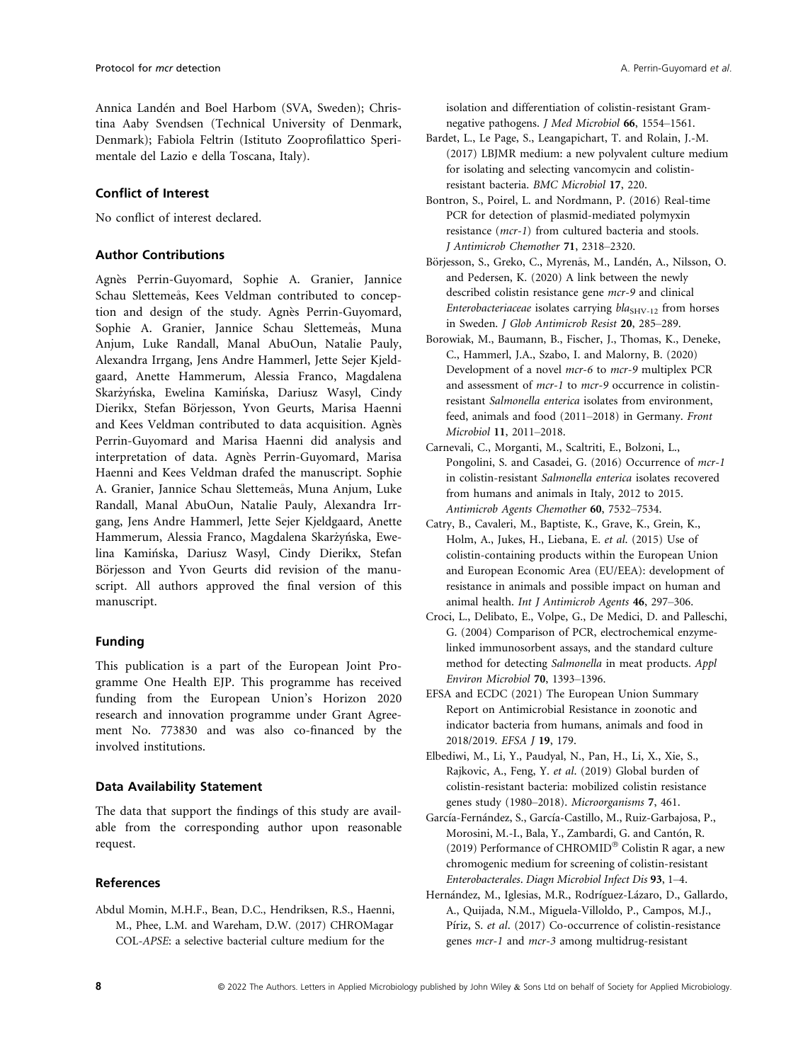Annica Landén and Boel Harbom (SVA, Sweden); Christina Aaby Svendsen (Technical University of Denmark, Denmark); Fabiola Feltrin (Istituto Zooprofilattico Sperimentale del Lazio e della Toscana, Italy).

### Conflict of Interest

No conflict of interest declared.

### Author Contributions

Agnès Perrin-Guyomard, Sophie A. Granier, Jannice Schau Slettemeås, Kees Veldman contributed to conception and design of the study. Agnès Perrin-Guyomard, Sophie A. Granier, Jannice Schau Slettemeås, Muna Anjum, Luke Randall, Manal AbuOun, Natalie Pauly, Alexandra Irrgang, Jens Andre Hammerl, Jette Sejer Kjeldgaard, Anette Hammerum, Alessia Franco, Magdalena Skarżyńska, Ewelina Kamińska, Dariusz Wasyl, Cindy Dierikx, Stefan Börjesson, Yvon Geurts, Marisa Haenni and Kees Veldman contributed to data acquisition. Agnès Perrin-Guyomard and Marisa Haenni did analysis and interpretation of data. Agnès Perrin-Guyomard, Marisa Haenni and Kees Veldman drafed the manuscript. Sophie A. Granier, Jannice Schau Slettemeås, Muna Anjum, Luke Randall, Manal AbuOun, Natalie Pauly, Alexandra Irrgang, Jens Andre Hammerl, Jette Sejer Kjeldgaard, Anette Hammerum, Alessia Franco, Magdalena Skarżyńska, Ewelina Kamińska, Dariusz Wasyl, Cindy Dierikx, Stefan Börjesson and Yvon Geurts did revision of the manuscript. All authors approved the final version of this manuscript.

### Funding

This publication is a part of the European Joint Programme One Health EJP. This programme has received funding from the European Union's Horizon 2020 research and innovation programme under Grant Agreement No. 773830 and was also co-financed by the involved institutions.

### Data Availability Statement

The data that support the findings of this study are available from the corresponding author upon reasonable request.

### References

Abdul Momin, M.H.F., Bean, D.C., Hendriksen, R.S., Haenni, M., Phee, L.M. and Wareham, D.W. (2017) CHROMagar COL-*APSE*: a selective bacterial culture medium for the isolation and differentiation of colistin-resistant Gram-negative pathogens. *J Med Microbiol* **66**, 1554–1561.

Bardet, L., Le Page, S., Leangapichart, T. and Rolain, J.-M. (2017) LBJMR medium: a new polyvalent culture medium for isolating and selecting vancomycin and colistin-resistant bacteria. *BMC Microbiol* **17**, 220.

Bontron, S., Poirel, L. and Nordmann, P. (2016) Real-time PCR for detection of plasmid-mediated polymyxin resistance (*mcr-1*) from cultured bacteria and stools. *J Antimicrob Chemother* **71**, 2318–2320.

Börjesson, S., Greko, C., Myrenås, M., Landén, A., Nilsson, O. and Pedersen, K. (2020) A link between the newly described colistin resistance gene *mcr-9* and clinical *Enterobacteriaceae* isolates carrying $bla_{SHV-12}$ from horses in Sweden. *J Glob Antimicrob Resist* **20**, 285–289.

Borowiak, M., Baumann, B., Fischer, J., Thomas, K., Deneke, C., Hammerl, J.A., Szabo, I. and Malorny, B. (2020) Development of a novel *mcr-6* to *mcr-9* multiplex PCR and assessment of *mcr-1* to *mcr-9* occurrence in colistin-resistant *Salmonella enterica* isolates from environment, feed, animals and food (2011–2018) in Germany. *Front Microbiol* **11**, 2011–2018.

Carnevali, C., Morganti, M., Scaltriti, E., Bolzoni, L., Pongolini, S. and Casadei, G. (2016) Occurrence of *mcr-1* in colistin-resistant *Salmonella enterica* isolates recovered from humans and animals in Italy, 2012 to 2015. *Antimicrob Agents Chemother* **60**, 7532–7534.

Catry, B., Cavaleri, M., Baptiste, K., Grave, K., Grein, K., Holm, A., Jukes, H., Liebana, E. *et al*. (2015) Use of colistin-containing products within the European Union and European Economic Area (EU/EEA): development of resistance in animals and possible impact on human and animal health. *Int J Antimicrob Agents* **46**, 297–306.

Croci, L., Delibato, E., Volpe, G., De Medici, D. and Palleschi, G. (2004) Comparison of PCR, electrochemical enzyme-linked immunosorbent assays, and the standard culture method for detecting *Salmonella* in meat products. *Appl Environ Microbiol* **70**, 1393–1396.

EFSA and ECDC (2021) The European Union Summary Report on Antimicrobial Resistance in zoonotic and indicator bacteria from humans, animals and food in 2018/2019. *EFSA J* **19**, 179.

Elbediwi, M., Li, Y., Paudyal, N., Pan, H., Li, X., Xie, S., Rajkovic, A., Feng, Y. *et al*. (2019) Global burden of colistin-resistant bacteria: mobilized colistin resistance genes study (1980–2018). *Microorganisms* **7**, 461.

García-Fernández, S., García-Castillo, M., Ruiz-Garbajosa, P., Morosini, M.-I., Bala, Y., Zambardi, G. and Cantón, R. (2019) Performance of CHROMID® Colistin R agar, a new chromogenic medium for screening of colistin-resistant *Enterobacterales*. *Diagn Microbiol Infect Dis* **93**, 1–4.

Hernández, M., Iglesias, M.R., Rodríguez-Lázaro, D., Gallardo, A., Quijada, N.M., Miguela-Villoldo, P., Campos, M.J., Píriz, S. *et al*. (2017) Co-occurrence of colistin-resistance genes *mcr-1* and *mcr-3* among multidrug-resistant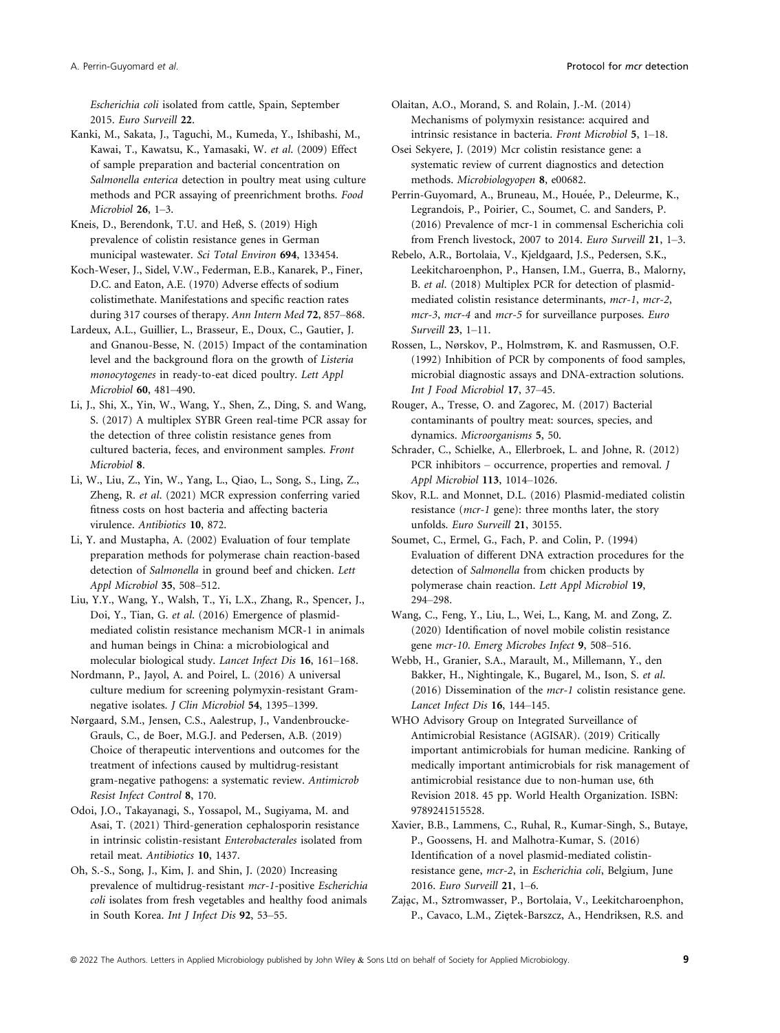*Escherichia coli* isolated from cattle, Spain, September 2015. *Euro Surveill* **22**.

Kanki, M., Sakata, J., Taguchi, M., Kumeda, Y., Ishibashi, M., Kawai, T., Kawatsu, K., Yamasaki, W. *et al*. (2009) Effect of sample preparation and bacterial concentration on *Salmonella enterica* detection in poultry meat using culture methods and PCR assaying of preenrichment broths. *Food Microbiol* **26**, 1–3.

Kneis, D., Berendonk, T.U. and Heß, S. (2019) High prevalence of colistin resistance genes in German municipal wastewater. *Sci Total Environ* **694**, 133454.

Koch-Weser, J., Sidel, V.W., Federman, E.B., Kanarek, P., Finer, D.C. and Eaton, A.E. (1970) Adverse effects of sodium colistimethate. Manifestations and specific reaction rates during 317 courses of therapy. *Ann Intern Med* **72**, 857–868.

Lardeux, A.L., Guillier, L., Brasseur, E., Doux, C., Gautier, J. and Gnanou-Besse, N. (2015) Impact of the contamination level and the background flora on the growth of *Listeria monocytogenes* in ready-to-eat diced poultry. *Lett Appl Microbiol* **60**, 481–490.

Li, J., Shi, X., Yin, W., Wang, Y., Shen, Z., Ding, S. and Wang, S. (2017) A multiplex SYBR Green real-time PCR assay for the detection of three colistin resistance genes from cultured bacteria, feces, and environment samples. *Front Microbiol* **8**.

Li, W., Liu, Z., Yin, W., Yang, L., Qiao, L., Song, S., Ling, Z., Zheng, R. *et al*. (2021) MCR expression conferring varied fitness costs on host bacteria and affecting bacteria virulence. *Antibiotics* **10**, 872.

Li, Y. and Mustapha, A. (2002) Evaluation of four template preparation methods for polymerase chain reaction-based detection of *Salmonella* in ground beef and chicken. *Lett Appl Microbiol* **35**, 508–512.

Liu, Y.Y., Wang, Y., Walsh, T., Yi, L.X., Zhang, R., Spencer, J., Doi, Y., Tian, G. *et al*. (2016) Emergence of plasmid-mediated colistin resistance mechanism MCR-1 in animals and human beings in China: a microbiological and molecular biological study. *Lancet Infect Dis* **16**, 161–168.

Nordmann, P., Jayol, A. and Poirel, L. (2016) A universal culture medium for screening polymyxin-resistant Gram-negative isolates. *J Clin Microbiol* **54**, 1395–1399.

Nørgaard, S.M., Jensen, C.S., Aalestrup, J., Vandenbroucke-Grauls, C., de Boer, M.G.J. and Pedersen, A.B. (2019) Choice of therapeutic interventions and outcomes for the treatment of infections caused by multidrug-resistant gram-negative pathogens: a systematic review. *Antimicrob Resist Infect Control* **8**, 170.

Odoi, J.O., Takayanagi, S., Yossapol, M., Sugiyama, M. and Asai, T. (2021) Third-generation cephalosporin resistance in intrinsic colistin-resistant *Enterobacterales* isolated from retail meat. *Antibiotics* **10**, 1437.

Oh, S.-S., Song, J., Kim, J. and Shin, J. (2020) Increasing prevalence of multidrug-resistant *mcr-1*-positive *Escherichia coli* isolates from fresh vegetables and healthy food animals in South Korea. *Int J Infect Dis* **92**, 53–55.

Olaitan, A.O., Morand, S. and Rolain, J.-M. (2014) Mechanisms of polymyxin resistance: acquired and intrinsic resistance in bacteria. *Front Microbiol* **5**, 1–18.

Osei Sekyere, J. (2019) Mcr colistin resistance gene: a systematic review of current diagnostics and detection methods. *Microbiologyopen* **8**, e00682.

Perrin-Guyomard, A., Bruneau, M., Houée, P., Deleurme, K., Legrandois, P., Poirier, C., Soumet, C. and Sanders, P. (2016) Prevalence of mcr-1 in commensal Escherichia coli from French livestock, 2007 to 2014. *Euro Surveill* **21**, 1–3.

Rebelo, A.R., Bortolaia, V., Kjeldgaard, J.S., Pedersen, S.K., Leekitcharoenphon, P., Hansen, I.M., Guerra, B., Malorny, B. *et al*. (2018) Multiplex PCR for detection of plasmid-mediated colistin resistance determinants, *mcr-1*, *mcr-2*, *mcr-3*, *mcr-4* and *mcr-5* for surveillance purposes. *Euro Surveill* **23**, 1–11.

Rossen, L., Nørskov, P., Holmstrøm, K. and Rasmussen, O.F. (1992) Inhibition of PCR by components of food samples, microbial diagnostic assays and DNA-extraction solutions. *Int J Food Microbiol* **17**, 37–45.

Rouger, A., Tresse, O. and Zagorec, M. (2017) Bacterial contaminants of poultry meat: sources, species, and dynamics. *Microorganisms* **5**, 50.

Schrader, C., Schielke, A., Ellerbroek, L. and Johne, R. (2012) PCR inhibitors – occurrence, properties and removal. *J Appl Microbiol* **113**, 1014–1026.

Skov, R.L. and Monnet, D.L. (2016) Plasmid-mediated colistin resistance (*mcr-1* gene): three months later, the story unfolds. *Euro Surveill* **21**, 30155.

Soumet, C., Ermel, G., Fach, P. and Colin, P. (1994) Evaluation of different DNA extraction procedures for the detection of *Salmonella* from chicken products by polymerase chain reaction. *Lett Appl Microbiol* **19**, 294–298.

Wang, C., Feng, Y., Liu, L., Wei, L., Kang, M. and Zong, Z. (2020) Identification of novel mobile colistin resistance gene *mcr-10*. *Emerg Microbes Infect* **9**, 508–516.

Webb, H., Granier, S.A., Marault, M., Millemann, Y., den Bakker, H., Nightingale, K., Bugarel, M., Ison, S. *et al*. (2016) Dissemination of the *mcr-1* colistin resistance gene. *Lancet Infect Dis* **16**, 144–145.

WHO Advisory Group on Integrated Surveillance of Antimicrobial Resistance (AGISAR). (2019) Critically important antimicrobials for human medicine. Ranking of medically important antimicrobials for risk management of antimicrobial resistance due to non-human use, 6th Revision 2018. 45 pp. World Health Organization. ISBN: 9789241515528.

Xavier, B.B., Lammens, C., Ruhal, R., Kumar-Singh, S., Butaye, P., Goossens, H. and Malhotra-Kumar, S. (2016) Identification of a novel plasmid-mediated colistin-resistance gene, *mcr-2*, in *Escherichia coli*, Belgium, June 2016. *Euro Surveill* **21**, 1–6.

Zając, M., Sztromwasser, P., Bortolaia, V., Leekitcharoenphon, P., Cavaco, L.M., Ziętek-Barszcz, A., Hendriksen, R.S. and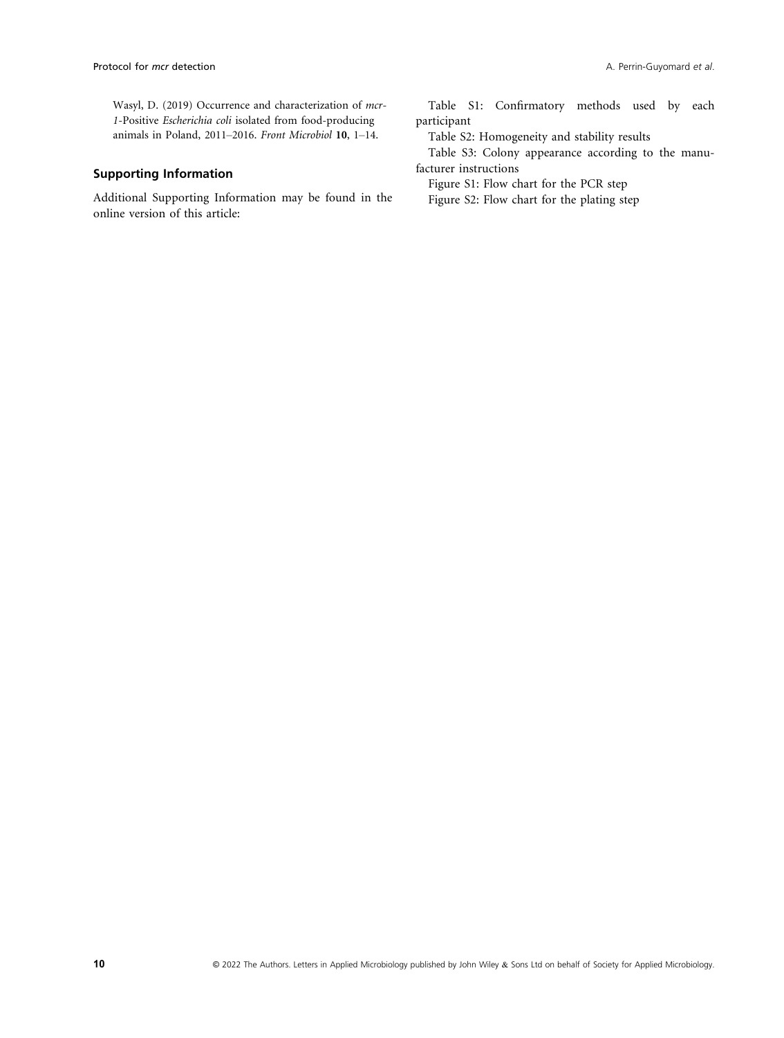Wasyl, D. (2019) Occurrence and characterization of *mcr-1*-Positive *Escherichia coli* isolated from food-producing animals in Poland, 2011–2016. *Front Microbiol* **10**, 1–14.

## Supporting Information

Additional Supporting Information may be found in the online version of this article:

Table S1: Confirmatory methods used by each participant

Table S2: Homogeneity and stability results

Table S3: Colony appearance according to the manufacturer instructions

Figure S1: Flow chart for the PCR step

Figure S2: Flow chart for the plating step